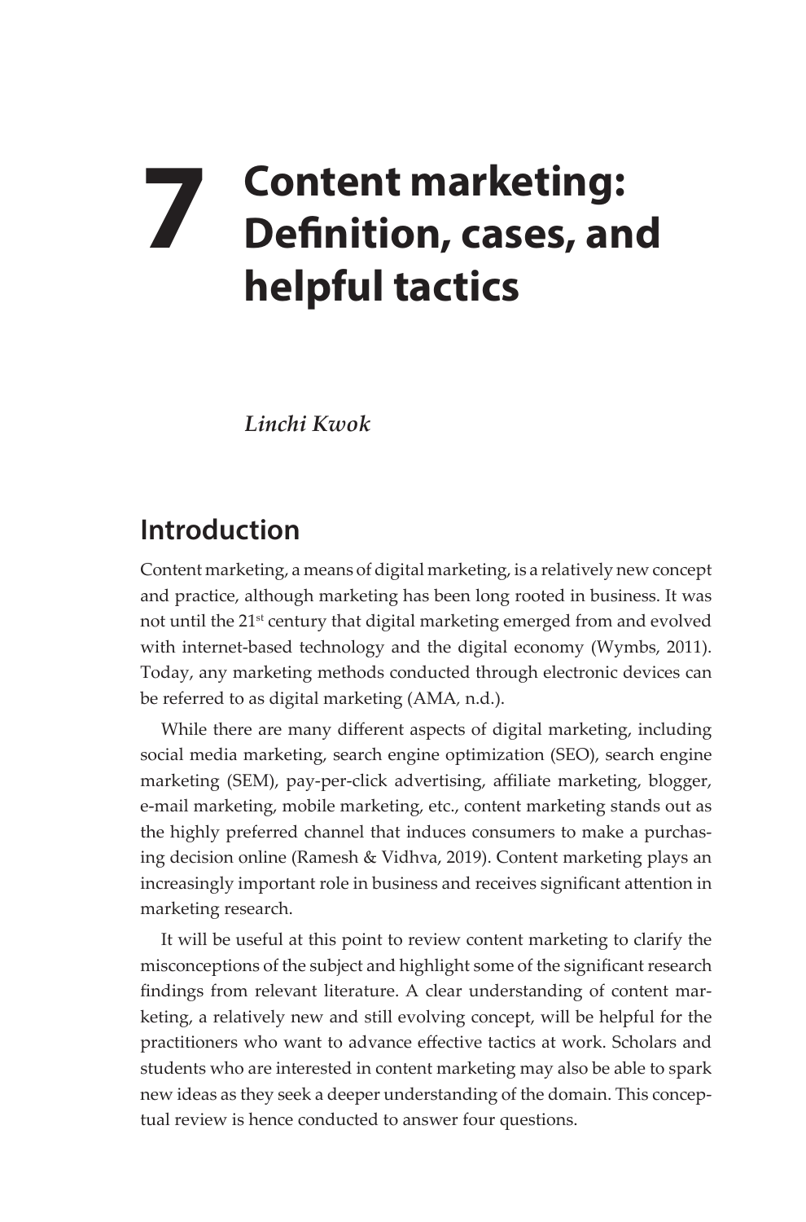# 7 Content marketing: Definition, cases, and helpful tactics

*Linchi Kwok*

## Introduction

Content marketing, a means of digital marketing, is a relatively new concept and practice, although marketing has been long rooted in business. It was not until the 21st century that digital marketing emerged from and evolved with internet-based technology and the digital economy (Wymbs, 2011). Today, any marketing methods conducted through electronic devices can be referred to as digital marketing (AMA, n.d.).

While there are many different aspects of digital marketing, including social media marketing, search engine optimization (SEO), search engine marketing (SEM), pay-per-click advertising, affiliate marketing, blogger, e-mail marketing, mobile marketing, etc., content marketing stands out as the highly preferred channel that induces consumers to make a purchasing decision online (Ramesh & Vidhva, 2019). Content marketing plays an increasingly important role in business and receives significant attention in marketing research.

It will be useful at this point to review content marketing to clarify the misconceptions of the subject and highlight some of the significant research findings from relevant literature. A clear understanding of content marketing, a relatively new and still evolving concept, will be helpful for the practitioners who want to advance effective tactics at work. Scholars and students who are interested in content marketing may also be able to spark new ideas as they seek a deeper understanding of the domain. This conceptual review is hence conducted to answer four questions.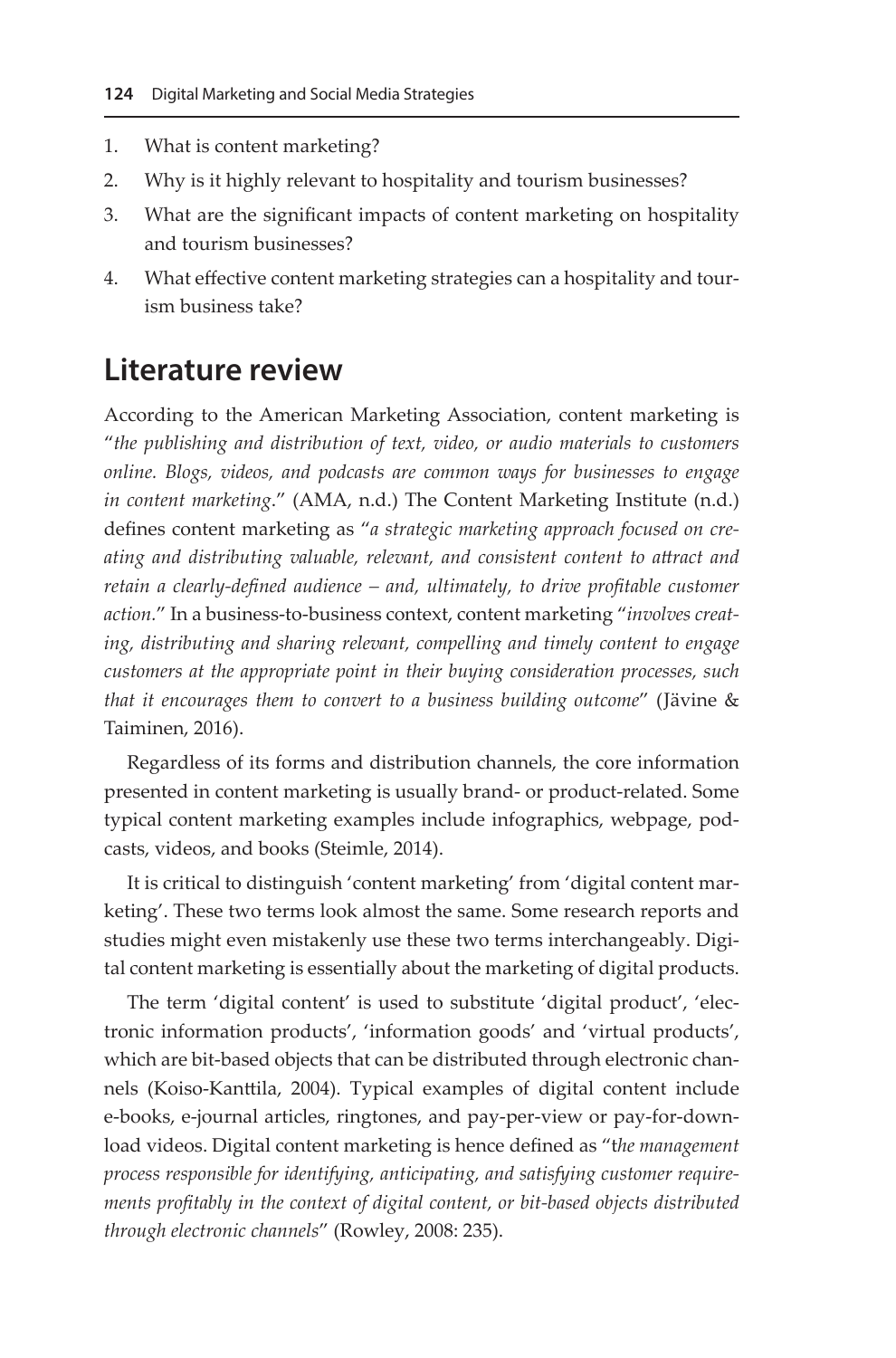1. What is content marketing?
2. Why is it highly relevant to hospitality and tourism businesses?
3. What are the significant impacts of content marketing on hospitality and tourism businesses?
4. What effective content marketing strategies can a hospitality and tourism business take?

## Literature review

According to the American Marketing Association, content marketing is "*the publishing and distribution of text, video, or audio materials to customers online. Blogs, videos, and podcasts are common ways for businesses to engage in content marketing*." (AMA, n.d.) The Content Marketing Institute (n.d.) defines content marketing as "*a strategic marketing approach focused on creating and distributing valuable, relevant, and consistent content to attract and retain a clearly-defined audience – and, ultimately, to drive profitable customer action.*" In a business-to-business context, content marketing "*involves creating, distributing and sharing relevant, compelling and timely content to engage customers at the appropriate point in their buying consideration processes, such that it encourages them to convert to a business building outcome*" (Jävine & Taiminen, 2016).

Regardless of its forms and distribution channels, the core information presented in content marketing is usually brand- or product-related. Some typical content marketing examples include infographics, webpage, podcasts, videos, and books (Steimle, 2014).

It is critical to distinguish 'content marketing' from 'digital content marketing'. These two terms look almost the same. Some research reports and studies might even mistakenly use these two terms interchangeably. Digital content marketing is essentially about the marketing of digital products.

The term 'digital content' is used to substitute 'digital product', 'electronic information products', 'information goods' and 'virtual products', which are bit-based objects that can be distributed through electronic channels (Koiso-Kanttila, 2004). Typical examples of digital content include e-books, e-journal articles, ringtones, and pay-per-view or pay-for-download videos. Digital content marketing is hence defined as "t*he management process responsible for identifying, anticipating, and satisfying customer requirements profitably in the context of digital content, or bit-based objects distributed through electronic channels*" (Rowley, 2008: 235).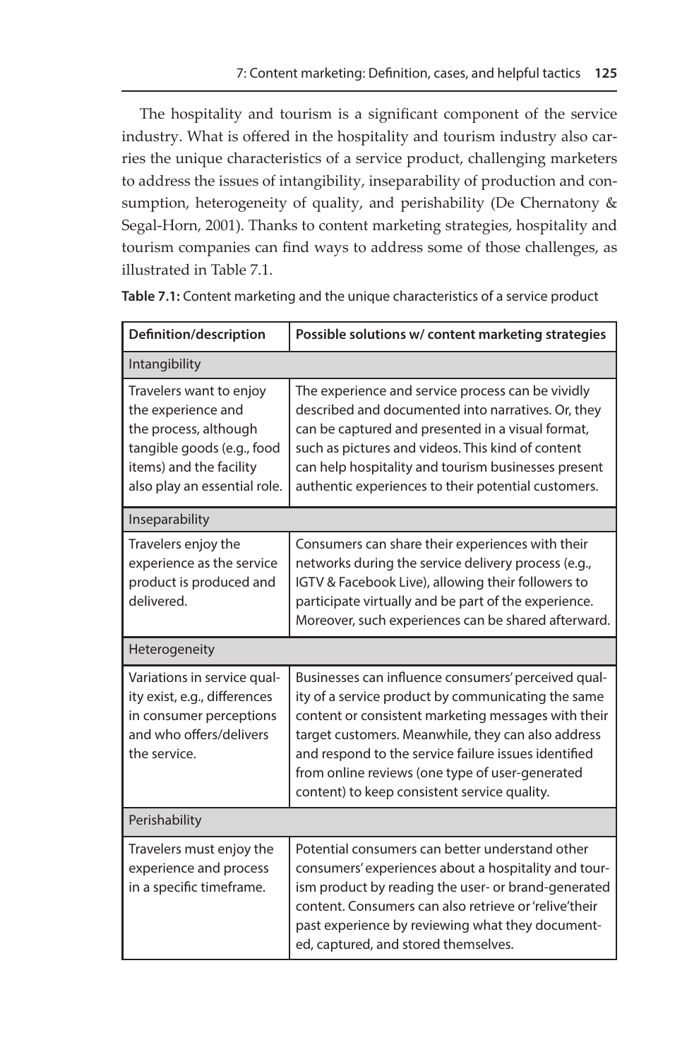The hospitality and tourism is a significant component of the service industry. What is offered in the hospitality and tourism industry also carries the unique characteristics of a service product, challenging marketers to address the issues of intangibility, inseparability of production and consumption, heterogeneity of quality, and perishability (De Chernatony & Segal-Horn, 2001). Thanks to content marketing strategies, hospitality and tourism companies can find ways to address some of those challenges, as illustrated in Table 7.1.

**Table 7.1:** Content marketing and the unique characteristics of a service product

| Definition/description | Possible solutions w/ content marketing strategies |
|---|---|
| Intangibility | |
| Travelers want to enjoy the experience and the process, although tangible goods (e.g., food items) and the facility also play an essential role. | The experience and service process can be vividly described and documented into narratives. Or, they can be captured and presented in a visual format, such as pictures and videos. This kind of content can help hospitality and tourism businesses present authentic experiences to their potential customers. |
| Inseparability | |
| Travelers enjoy the experience as the service product is produced and delivered. | Consumers can share their experiences with their networks during the service delivery process (e.g., IGTV & Facebook Live), allowing their followers to participate virtually and be part of the experience. Moreover, such experiences can be shared afterward. |
| Heterogeneity | |
| Variations in service quality exist, e.g., differences in consumer perceptions and who offers/delivers the service. | Businesses can influence consumers' perceived quality of a service product by communicating the same content or consistent marketing messages with their target customers. Meanwhile, they can also address and respond to the service failure issues identified from online reviews (one type of user-generated content) to keep consistent service quality. |
| Perishability | |
| Travelers must enjoy the experience and process in a specific timeframe. | Potential consumers can better understand other consumers' experiences about a hospitality and tourism product by reading the user- or brand-generated content. Consumers can also retrieve or 'relive' their past experience by reviewing what they documented, captured, and stored themselves. |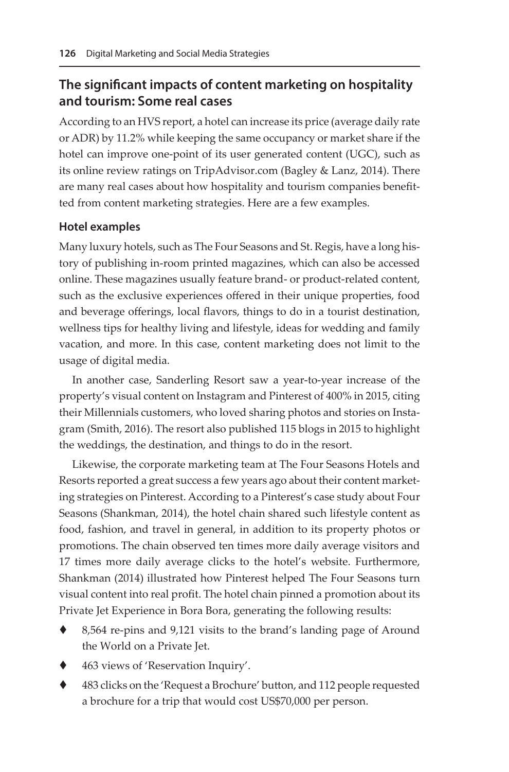## The significant impacts of content marketing on hospitality and tourism: Some real cases

According to an HVS report, a hotel can increase its price (average daily rate or ADR) by 11.2% while keeping the same occupancy or market share if the hotel can improve one-point of its user generated content (UGC), such as its online review ratings on TripAdvisor.com (Bagley & Lanz, 2014). There are many real cases about how hospitality and tourism companies benefitted from content marketing strategies. Here are a few examples.

### Hotel examples

Many luxury hotels, such as The Four Seasons and St. Regis, have a long history of publishing in-room printed magazines, which can also be accessed online. These magazines usually feature brand- or product-related content, such as the exclusive experiences offered in their unique properties, food and beverage offerings, local flavors, things to do in a tourist destination, wellness tips for healthy living and lifestyle, ideas for wedding and family vacation, and more. In this case, content marketing does not limit to the usage of digital media.

In another case, Sanderling Resort saw a year-to-year increase of the property's visual content on Instagram and Pinterest of 400% in 2015, citing their Millennials customers, who loved sharing photos and stories on Instagram (Smith, 2016). The resort also published 115 blogs in 2015 to highlight the weddings, the destination, and things to do in the resort.

Likewise, the corporate marketing team at The Four Seasons Hotels and Resorts reported a great success a few years ago about their content marketing strategies on Pinterest. According to a Pinterest's case study about Four Seasons (Shankman, 2014), the hotel chain shared such lifestyle content as food, fashion, and travel in general, in addition to its property photos or promotions. The chain observed ten times more daily average visitors and 17 times more daily average clicks to the hotel's website. Furthermore, Shankman (2014) illustrated how Pinterest helped The Four Seasons turn visual content into real profit. The hotel chain pinned a promotion about its Private Jet Experience in Bora Bora, generating the following results:

- 8,564 re-pins and 9,121 visits to the brand's landing page of Around the World on a Private Jet.
- 463 views of 'Reservation Inquiry'.
- 483 clicks on the 'Request a Brochure' button, and 112 people requested a brochure for a trip that would cost US$70,000 per person.